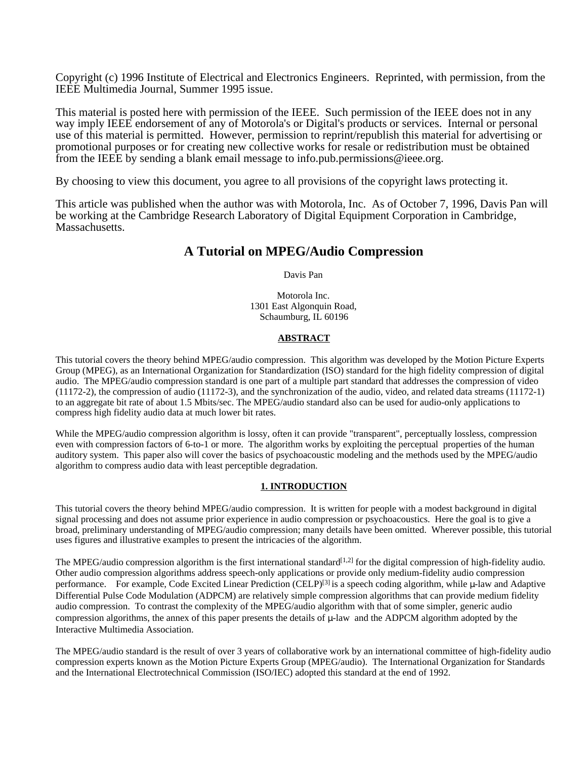Copyright (c) 1996 Institute of Electrical and Electronics Engineers. Reprinted, with permission, from the IEEE Multimedia Journal, Summer 1995 issue.

This material is posted here with permission of the IEEE. Such permission of the IEEE does not in any way imply IEEE endorsement of any of Motorola's or Digital's products or services. Internal or personal use of this material is permitted. However, permission to reprint/republish this material for advertising or promotional purposes or for creating new collective works for resale or redistribution must be obtained from the IEEE by sending a blank email message to info.pub.permissions@ieee.org.

By choosing to view this document, you agree to all provisions of the copyright laws protecting it.

This article was published when the author was with Motorola, Inc. As of October 7, 1996, Davis Pan will be working at the Cambridge Research Laboratory of Digital Equipment Corporation in Cambridge, Massachusetts.

# A Tutorial on MPEG/Audio Compression

Davis Pan

Motorola Inc.
1301 East Algonquin Road,
Schaumburg, IL 60196

## ABSTRACT

This tutorial covers the theory behind MPEG/audio compression. This algorithm was developed by the Motion Picture Experts Group (MPEG), as an International Organization for Standardization (ISO) standard for the high fidelity compression of digital audio. The MPEG/audio compression standard is one part of a multiple part standard that addresses the compression of video (11172-2), the compression of audio (11172-3), and the synchronization of the audio, video, and related data streams (11172-1) to an aggregate bit rate of about 1.5 Mbits/sec. The MPEG/audio standard also can be used for audio-only applications to compress high fidelity audio data at much lower bit rates.

While the MPEG/audio compression algorithm is lossy, often it can provide "transparent", perceptually lossless, compression even with compression factors of 6-to-1 or more. The algorithm works by exploiting the perceptual properties of the human auditory system. This paper also will cover the basics of psychoacoustic modeling and the methods used by the MPEG/audio algorithm to compress audio data with least perceptible degradation.

## 1. INTRODUCTION

This tutorial covers the theory behind MPEG/audio compression. It is written for people with a modest background in digital signal processing and does not assume prior experience in audio compression or psychoacoustics. Here the goal is to give a broad, preliminary understanding of MPEG/audio compression; many details have been omitted. Wherever possible, this tutorial uses figures and illustrative examples to present the intricacies of the algorithm.

The MPEG/audio compression algorithm is the first international standard[1,2] for the digital compression of high-fidelity audio. Other audio compression algorithms address speech-only applications or provide only medium-fidelity audio compression performance. For example, Code Excited Linear Prediction (CELP)[3] is a speech coding algorithm, while μ-law and Adaptive Differential Pulse Code Modulation (ADPCM) are relatively simple compression algorithms that can provide medium fidelity audio compression. To contrast the complexity of the MPEG/audio algorithm with that of some simpler, generic audio compression algorithms, the annex of this paper presents the details of μ-law and the ADPCM algorithm adopted by the Interactive Multimedia Association.

The MPEG/audio standard is the result of over 3 years of collaborative work by an international committee of high-fidelity audio compression experts known as the Motion Picture Experts Group (MPEG/audio). The International Organization for Standards and the International Electrotechnical Commission (ISO/IEC) adopted this standard at the end of 1992.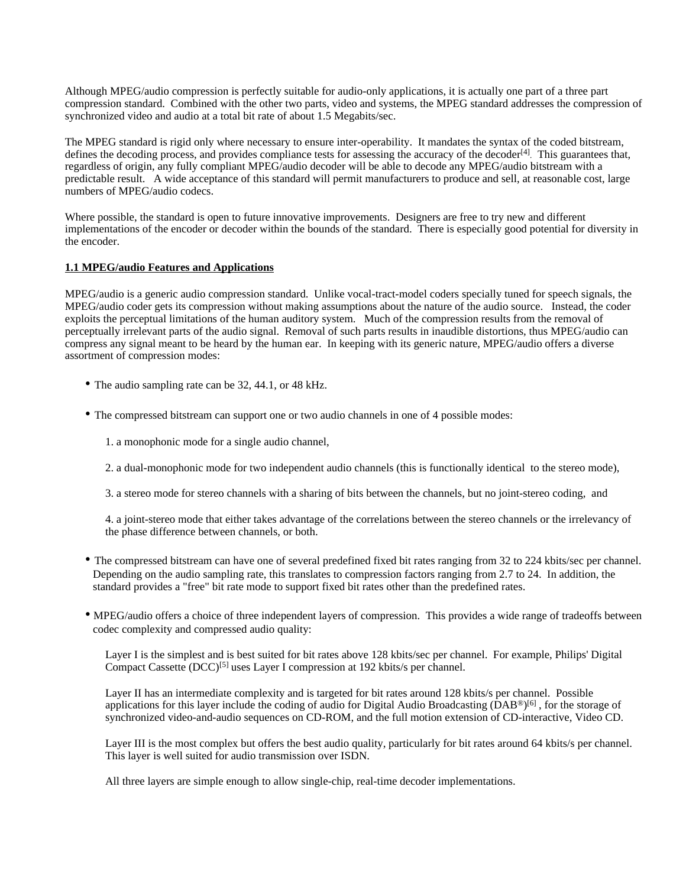Although MPEG/audio compression is perfectly suitable for audio-only applications, it is actually one part of a three part compression standard. Combined with the other two parts, video and systems, the MPEG standard addresses the compression of synchronized video and audio at a total bit rate of about 1.5 Megabits/sec.

The MPEG standard is rigid only where necessary to ensure inter-operability. It mandates the syntax of the coded bitstream, defines the decoding process, and provides compliance tests for assessing the accuracy of the decoder[4]. This guarantees that, regardless of origin, any fully compliant MPEG/audio decoder will be able to decode any MPEG/audio bitstream with a predictable result. A wide acceptance of this standard will permit manufacturers to produce and sell, at reasonable cost, large numbers of MPEG/audio codecs.

Where possible, the standard is open to future innovative improvements. Designers are free to try new and different implementations of the encoder or decoder within the bounds of the standard. There is especially good potential for diversity in the encoder.

## 1.1 MPEG/audio Features and Applications

MPEG/audio is a generic audio compression standard. Unlike vocal-tract-model coders specially tuned for speech signals, the MPEG/audio coder gets its compression without making assumptions about the nature of the audio source. Instead, the coder exploits the perceptual limitations of the human auditory system. Much of the compression results from the removal of perceptually irrelevant parts of the audio signal. Removal of such parts results in inaudible distortions, thus MPEG/audio can compress any signal meant to be heard by the human ear. In keeping with its generic nature, MPEG/audio offers a diverse assortment of compression modes:

- The audio sampling rate can be 32, 44.1, or 48 kHz.
- The compressed bitstream can support one or two audio channels in one of 4 possible modes:

  1. a monophonic mode for a single audio channel,
  2. a dual-monophonic mode for two independent audio channels (this is functionally identical to the stereo mode),
  3. a stereo mode for stereo channels with a sharing of bits between the channels, but no joint-stereo coding, and
  4. a joint-stereo mode that either takes advantage of the correlations between the stereo channels or the irrelevancy of the phase difference between channels, or both.

- The compressed bitstream can have one of several predefined fixed bit rates ranging from 32 to 224 kbits/sec per channel. Depending on the audio sampling rate, this translates to compression factors ranging from 2.7 to 24. In addition, the standard provides a "free" bit rate mode to support fixed bit rates other than the predefined rates.
- MPEG/audio offers a choice of three independent layers of compression. This provides a wide range of tradeoffs between codec complexity and compressed audio quality:

  Layer I is the simplest and is best suited for bit rates above 128 kbits/sec per channel. For example, Philips' Digital Compact Cassette (DCC)[5] uses Layer I compression at 192 kbits/s per channel.

  Layer II has an intermediate complexity and is targeted for bit rates around 128 kbits/s per channel. Possible applications for this layer include the coding of audio for Digital Audio Broadcasting (DAB®)[6] , for the storage of synchronized video-and-audio sequences on CD-ROM, and the full motion extension of CD-interactive, Video CD.

  Layer III is the most complex but offers the best audio quality, particularly for bit rates around 64 kbits/s per channel. This layer is well suited for audio transmission over ISDN.

  All three layers are simple enough to allow single-chip, real-time decoder implementations.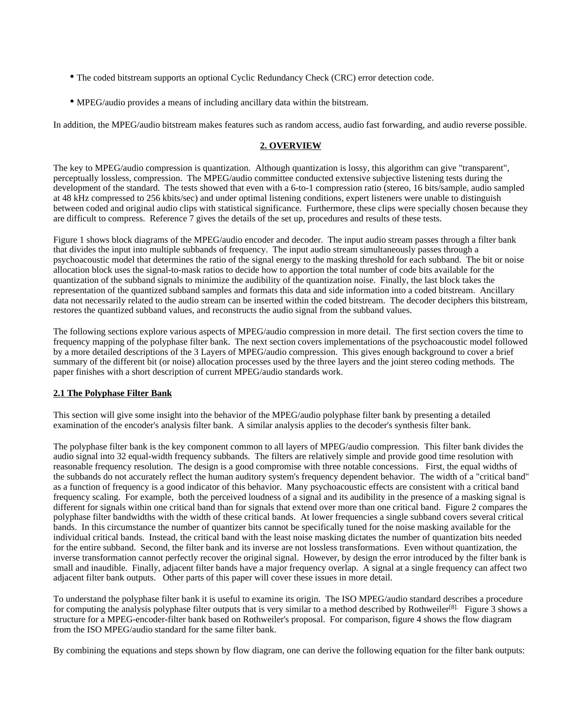- The coded bitstream supports an optional Cyclic Redundancy Check (CRC) error detection code.

- MPEG/audio provides a means of including ancillary data within the bitstream.

In addition, the MPEG/audio bitstream makes features such as random access, audio fast forwarding, and audio reverse possible.

## 2. OVERVIEW

The key to MPEG/audio compression is quantization. Although quantization is lossy, this algorithm can give "transparent", perceptually lossless, compression. The MPEG/audio committee conducted extensive subjective listening tests during the development of the standard. The tests showed that even with a 6-to-1 compression ratio (stereo, 16 bits/sample, audio sampled at 48 kHz compressed to 256 kbits/sec) and under optimal listening conditions, expert listeners were unable to distinguish between coded and original audio clips with statistical significance. Furthermore, these clips were specially chosen because they are difficult to compress. Reference 7 gives the details of the set up, procedures and results of these tests.

Figure 1 shows block diagrams of the MPEG/audio encoder and decoder. The input audio stream passes through a filter bank that divides the input into multiple subbands of frequency. The input audio stream simultaneously passes through a psychoacoustic model that determines the ratio of the signal energy to the masking threshold for each subband. The bit or noise allocation block uses the signal-to-mask ratios to decide how to apportion the total number of code bits available for the quantization of the subband signals to minimize the audibility of the quantization noise. Finally, the last block takes the representation of the quantized subband samples and formats this data and side information into a coded bitstream. Ancillary data not necessarily related to the audio stream can be inserted within the coded bitstream. The decoder deciphers this bitstream, restores the quantized subband values, and reconstructs the audio signal from the subband values.

The following sections explore various aspects of MPEG/audio compression in more detail. The first section covers the time to frequency mapping of the polyphase filter bank. The next section covers implementations of the psychoacoustic model followed by a more detailed descriptions of the 3 Layers of MPEG/audio compression. This gives enough background to cover a brief summary of the different bit (or noise) allocation processes used by the three layers and the joint stereo coding methods. The paper finishes with a short description of current MPEG/audio standards work.

### 2.1 The Polyphase Filter Bank

This section will give some insight into the behavior of the MPEG/audio polyphase filter bank by presenting a detailed examination of the encoder's analysis filter bank. A similar analysis applies to the decoder's synthesis filter bank.

The polyphase filter bank is the key component common to all layers of MPEG/audio compression. This filter bank divides the audio signal into 32 equal-width frequency subbands. The filters are relatively simple and provide good time resolution with reasonable frequency resolution. The design is a good compromise with three notable concessions. First, the equal widths of the subbands do not accurately reflect the human auditory system's frequency dependent behavior. The width of a "critical band" as a function of frequency is a good indicator of this behavior. Many psychoacoustic effects are consistent with a critical band frequency scaling. For example, both the perceived loudness of a signal and its audibility in the presence of a masking signal is different for signals within one critical band than for signals that extend over more than one critical band. Figure 2 compares the polyphase filter bandwidths with the width of these critical bands. At lower frequencies a single subband covers several critical bands. In this circumstance the number of quantizer bits cannot be specifically tuned for the noise masking available for the individual critical bands. Instead, the critical band with the least noise masking dictates the number of quantization bits needed for the entire subband. Second, the filter bank and its inverse are not lossless transformations. Even without quantization, the inverse transformation cannot perfectly recover the original signal. However, by design the error introduced by the filter bank is small and inaudible. Finally, adjacent filter bands have a major frequency overlap. A signal at a single frequency can affect two adjacent filter bank outputs. Other parts of this paper will cover these issues in more detail.

To understand the polyphase filter bank it is useful to examine its origin. The ISO MPEG/audio standard describes a procedure for computing the analysis polyphase filter outputs that is very similar to a method described by Rothweiler[8]. Figure 3 shows a structure for a MPEG-encoder-filter bank based on Rothweiler's proposal. For comparison, figure 4 shows the flow diagram from the ISO MPEG/audio standard for the same filter bank.

By combining the equations and steps shown by flow diagram, one can derive the following equation for the filter bank outputs: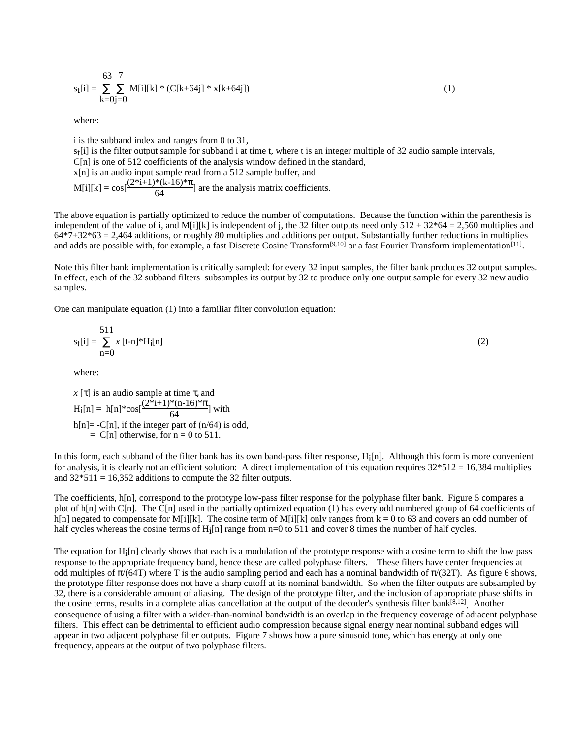$$s_t[i] = \sum_{k=0}^{63} \sum_{j=0}^{7} M[i][k] * (C[k+64j] * x[k+64j]) \tag{1}$$

where:

i is the subband index and ranges from 0 to 31,
$s_t[i]$ is the filter output sample for subband i at time t, where t is an integer multiple of 32 audio sample intervals,
C[n] is one of 512 coefficients of the analysis window defined in the standard,
x[n] is an audio input sample read from a 512 sample buffer, and
$M[i][k] = \cos\left[\frac{(2*i+1)*(k-16)*\pi}{64}\right]$ are the analysis matrix coefficients.

The above equation is partially optimized to reduce the number of computations. Because the function within the parenthesis is independent of the value of i, and M[i][k] is independent of j, the 32 filter outputs need only 512 + 32*64 = 2,560 multiplies and 64*7+32*63 = 2,464 additions, or roughly 80 multiplies and additions per output. Substantially further reductions in multiplies and adds are possible with, for example, a fast Discrete Cosine Transform[9,10] or a fast Fourier Transform implementation[11].

Note this filter bank implementation is critically sampled: for every 32 input samples, the filter bank produces 32 output samples. In effect, each of the 32 subband filters subsamples its output by 32 to produce only one output sample for every 32 new audio samples.

One can manipulate equation (1) into a familiar filter convolution equation:

$$s_t[i] = \sum_{n=0}^{511} x[t-n]*H_i[n] \tag{2}$$

where:

$x[\tau]$ is an audio sample at time $\tau$, and
$H_i[n] = h[n]*\cos\left[\frac{(2*i+1)*(n-16)*\pi}{64}\right]$ with
h[n]= -C[n], if the integer part of (n/64) is odd,
= C[n] otherwise, for n = 0 to 511.

In this form, each subband of the filter bank has its own band-pass filter response, $H_i[n]$. Although this form is more convenient for analysis, it is clearly not an efficient solution: A direct implementation of this equation requires 32*512 = 16,384 multiplies and 32*511 = 16,352 additions to compute the 32 filter outputs.

The coefficients, h[n], correspond to the prototype low-pass filter response for the polyphase filter bank. Figure 5 compares a plot of h[n] with C[n]. The C[n] used in the partially optimized equation (1) has every odd numbered group of 64 coefficients of h[n] negated to compensate for M[i][k]. The cosine term of M[i][k] only ranges from k = 0 to 63 and covers an odd number of half cycles whereas the cosine terms of $H_i[n]$ range from n=0 to 511 and cover 8 times the number of half cycles.

The equation for $H_i[n]$ clearly shows that each is a modulation of the prototype response with a cosine term to shift the low pass response to the appropriate frequency band, hence these are called polyphase filters. These filters have center frequencies at odd multiples of $\pi/(64T)$ where T is the audio sampling period and each has a nominal bandwidth of $\pi/(32T)$. As figure 6 shows, the prototype filter response does not have a sharp cutoff at its nominal bandwidth. So when the filter outputs are subsampled by 32, there is a considerable amount of aliasing. The design of the prototype filter, and the inclusion of appropriate phase shifts in the cosine terms, results in a complete alias cancellation at the output of the decoder's synthesis filter bank[8,12]. Another consequence of using a filter with a wider-than-nominal bandwidth is an overlap in the frequency coverage of adjacent polyphase filters. This effect can be detrimental to efficient audio compression because signal energy near nominal subband edges will appear in two adjacent polyphase filter outputs. Figure 7 shows how a pure sinusoid tone, which has energy at only one frequency, appears at the output of two polyphase filters.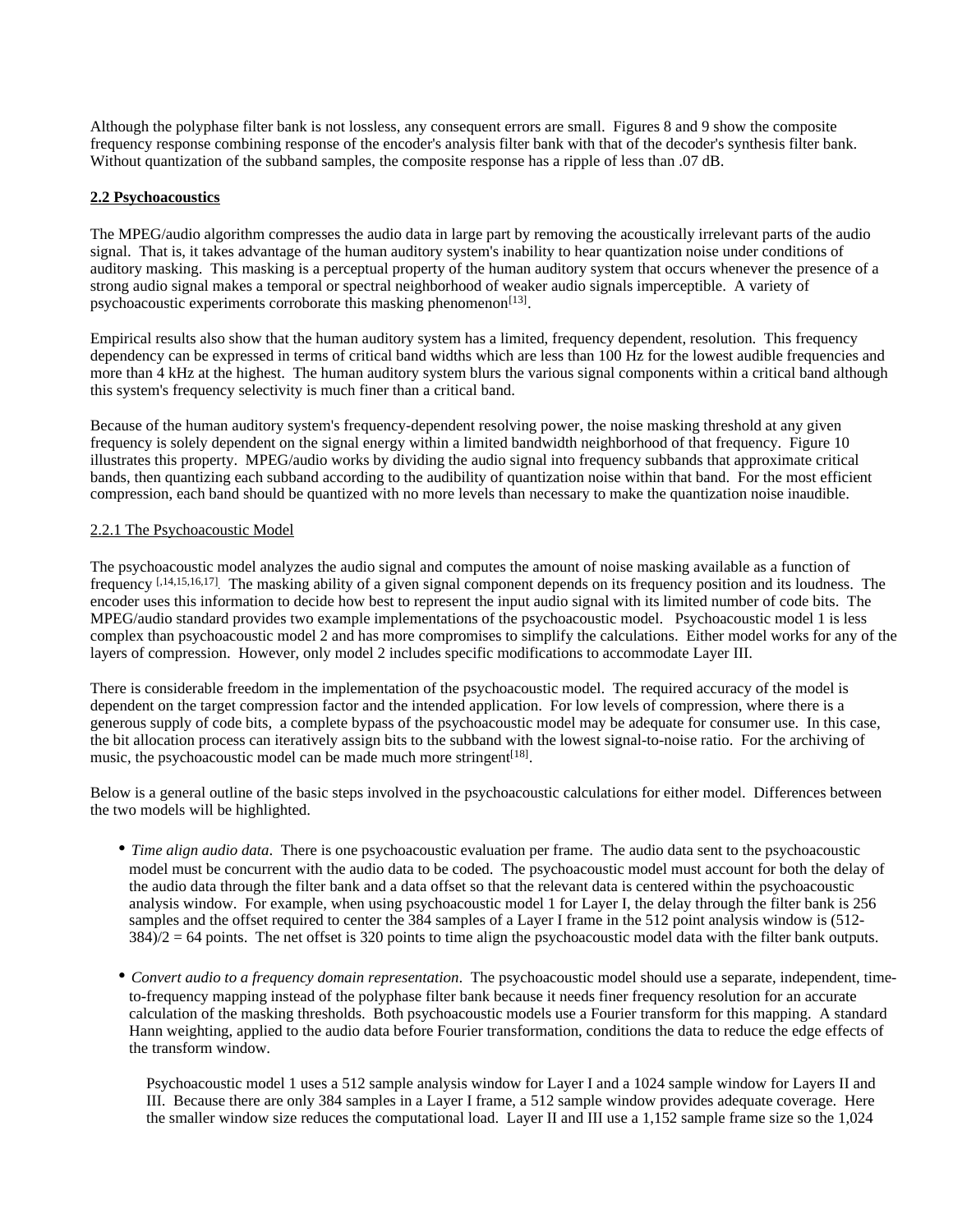Although the polyphase filter bank is not lossless, any consequent errors are small. Figures 8 and 9 show the composite frequency response combining response of the encoder's analysis filter bank with that of the decoder's synthesis filter bank. Without quantization of the subband samples, the composite response has a ripple of less than .07 dB.

## **2.2 Psychoacoustics**

The MPEG/audio algorithm compresses the audio data in large part by removing the acoustically irrelevant parts of the audio signal. That is, it takes advantage of the human auditory system's inability to hear quantization noise under conditions of auditory masking. This masking is a perceptual property of the human auditory system that occurs whenever the presence of a strong audio signal makes a temporal or spectral neighborhood of weaker audio signals imperceptible. A variety of psychoacoustic experiments corroborate this masking phenomenon[13].

Empirical results also show that the human auditory system has a limited, frequency dependent, resolution. This frequency dependency can be expressed in terms of critical band widths which are less than 100 Hz for the lowest audible frequencies and more than 4 kHz at the highest. The human auditory system blurs the various signal components within a critical band although this system's frequency selectivity is much finer than a critical band.

Because of the human auditory system's frequency-dependent resolving power, the noise masking threshold at any given frequency is solely dependent on the signal energy within a limited bandwidth neighborhood of that frequency. Figure 10 illustrates this property. MPEG/audio works by dividing the audio signal into frequency subbands that approximate critical bands, then quantizing each subband according to the audibility of quantization noise within that band. For the most efficient compression, each band should be quantized with no more levels than necessary to make the quantization noise inaudible.

### 2.2.1 The Psychoacoustic Model

The psychoacoustic model analyzes the audio signal and computes the amount of noise masking available as a function of frequency [,14,15,16,17]. The masking ability of a given signal component depends on its frequency position and its loudness. The encoder uses this information to decide how best to represent the input audio signal with its limited number of code bits. The MPEG/audio standard provides two example implementations of the psychoacoustic model. Psychoacoustic model 1 is less complex than psychoacoustic model 2 and has more compromises to simplify the calculations. Either model works for any of the layers of compression. However, only model 2 includes specific modifications to accommodate Layer III.

There is considerable freedom in the implementation of the psychoacoustic model. The required accuracy of the model is dependent on the target compression factor and the intended application. For low levels of compression, where there is a generous supply of code bits, a complete bypass of the psychoacoustic model may be adequate for consumer use. In this case, the bit allocation process can iteratively assign bits to the subband with the lowest signal-to-noise ratio. For the archiving of music, the psychoacoustic model can be made much more stringent[18].

Below is a general outline of the basic steps involved in the psychoacoustic calculations for either model. Differences between the two models will be highlighted.

- *Time align audio data*. There is one psychoacoustic evaluation per frame. The audio data sent to the psychoacoustic model must be concurrent with the audio data to be coded. The psychoacoustic model must account for both the delay of the audio data through the filter bank and a data offset so that the relevant data is centered within the psychoacoustic analysis window. For example, when using psychoacoustic model 1 for Layer I, the delay through the filter bank is 256 samples and the offset required to center the 384 samples of a Layer I frame in the 512 point analysis window is (512-384)/2 = 64 points. The net offset is 320 points to time align the psychoacoustic model data with the filter bank outputs.

- *Convert audio to a frequency domain representation*. The psychoacoustic model should use a separate, independent, time-to-frequency mapping instead of the polyphase filter bank because it needs finer frequency resolution for an accurate calculation of the masking thresholds. Both psychoacoustic models use a Fourier transform for this mapping. A standard Hann weighting, applied to the audio data before Fourier transformation, conditions the data to reduce the edge effects of the transform window.

  Psychoacoustic model 1 uses a 512 sample analysis window for Layer I and a 1024 sample window for Layers II and III. Because there are only 384 samples in a Layer I frame, a 512 sample window provides adequate coverage. Here the smaller window size reduces the computational load. Layer II and III use a 1,152 sample frame size so the 1,024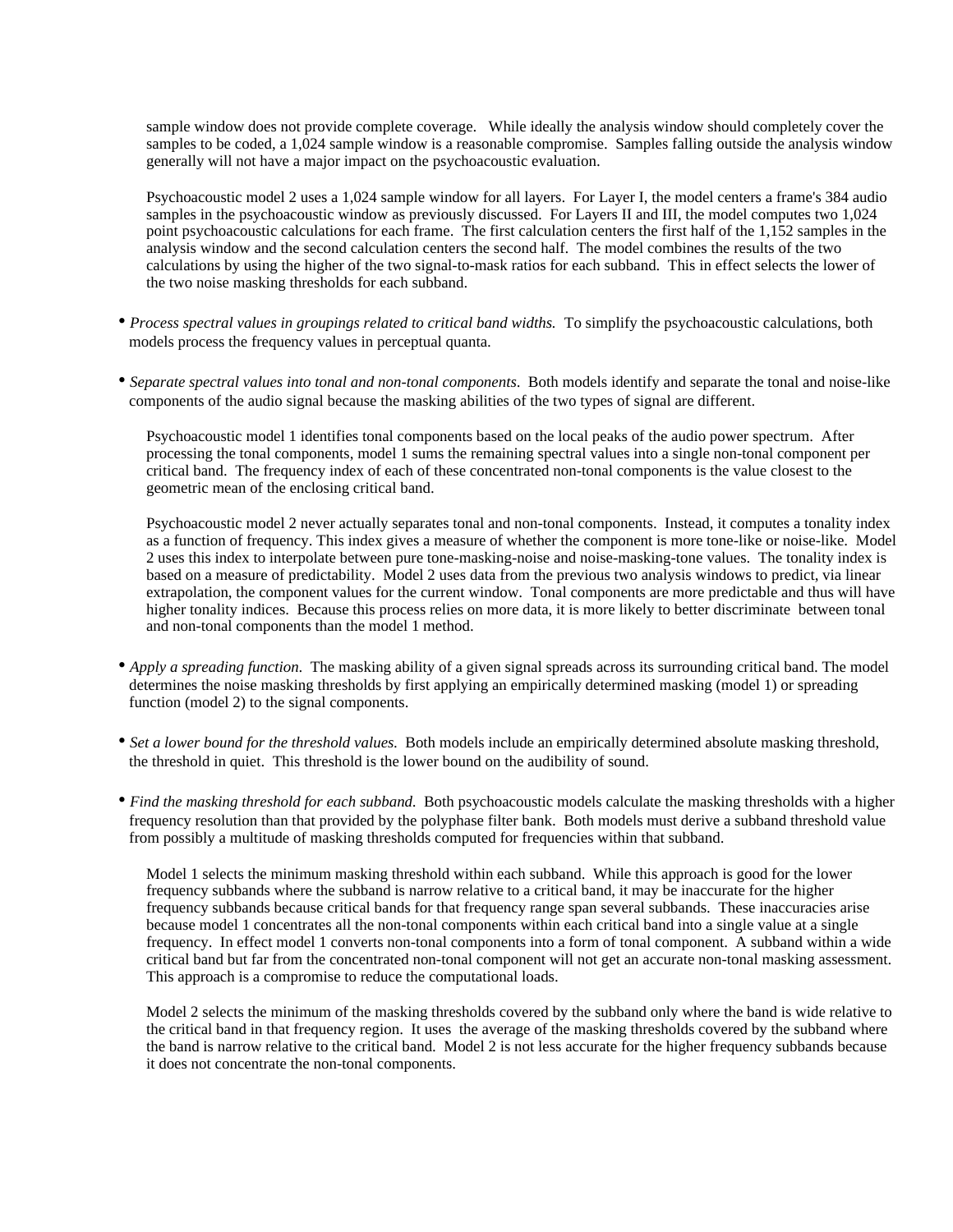sample window does not provide complete coverage. While ideally the analysis window should completely cover the samples to be coded, a 1,024 sample window is a reasonable compromise. Samples falling outside the analysis window generally will not have a major impact on the psychoacoustic evaluation.

Psychoacoustic model 2 uses a 1,024 sample window for all layers. For Layer I, the model centers a frame's 384 audio samples in the psychoacoustic window as previously discussed. For Layers II and III, the model computes two 1,024 point psychoacoustic calculations for each frame. The first calculation centers the first half of the 1,152 samples in the analysis window and the second calculation centers the second half. The model combines the results of the two calculations by using the higher of the two signal-to-mask ratios for each subband. This in effect selects the lower of the two noise masking thresholds for each subband.

- *Process spectral values in groupings related to critical band widths.* To simplify the psychoacoustic calculations, both models process the frequency values in perceptual quanta.

- *Separate spectral values into tonal and non-tonal components.* Both models identify and separate the tonal and noise-like components of the audio signal because the masking abilities of the two types of signal are different.

  Psychoacoustic model 1 identifies tonal components based on the local peaks of the audio power spectrum. After processing the tonal components, model 1 sums the remaining spectral values into a single non-tonal component per critical band. The frequency index of each of these concentrated non-tonal components is the value closest to the geometric mean of the enclosing critical band.

  Psychoacoustic model 2 never actually separates tonal and non-tonal components. Instead, it computes a tonality index as a function of frequency. This index gives a measure of whether the component is more tone-like or noise-like. Model 2 uses this index to interpolate between pure tone-masking-noise and noise-masking-tone values. The tonality index is based on a measure of predictability. Model 2 uses data from the previous two analysis windows to predict, via linear extrapolation, the component values for the current window. Tonal components are more predictable and thus will have higher tonality indices. Because this process relies on more data, it is more likely to better discriminate between tonal and non-tonal components than the model 1 method.

- *Apply a spreading function.* The masking ability of a given signal spreads across its surrounding critical band. The model determines the noise masking thresholds by first applying an empirically determined masking (model 1) or spreading function (model 2) to the signal components.

- *Set a lower bound for the threshold values.* Both models include an empirically determined absolute masking threshold, the threshold in quiet. This threshold is the lower bound on the audibility of sound.

- *Find the masking threshold for each subband.* Both psychoacoustic models calculate the masking thresholds with a higher frequency resolution than that provided by the polyphase filter bank. Both models must derive a subband threshold value from possibly a multitude of masking thresholds computed for frequencies within that subband.

  Model 1 selects the minimum masking threshold within each subband. While this approach is good for the lower frequency subbands where the subband is narrow relative to a critical band, it may be inaccurate for the higher frequency subbands because critical bands for that frequency range span several subbands. These inaccuracies arise because model 1 concentrates all the non-tonal components within each critical band into a single value at a single frequency. In effect model 1 converts non-tonal components into a form of tonal component. A subband within a wide critical band but far from the concentrated non-tonal component will not get an accurate non-tonal masking assessment. This approach is a compromise to reduce the computational loads.

  Model 2 selects the minimum of the masking thresholds covered by the subband only where the band is wide relative to the critical band in that frequency region. It uses the average of the masking thresholds covered by the subband where the band is narrow relative to the critical band. Model 2 is not less accurate for the higher frequency subbands because it does not concentrate the non-tonal components.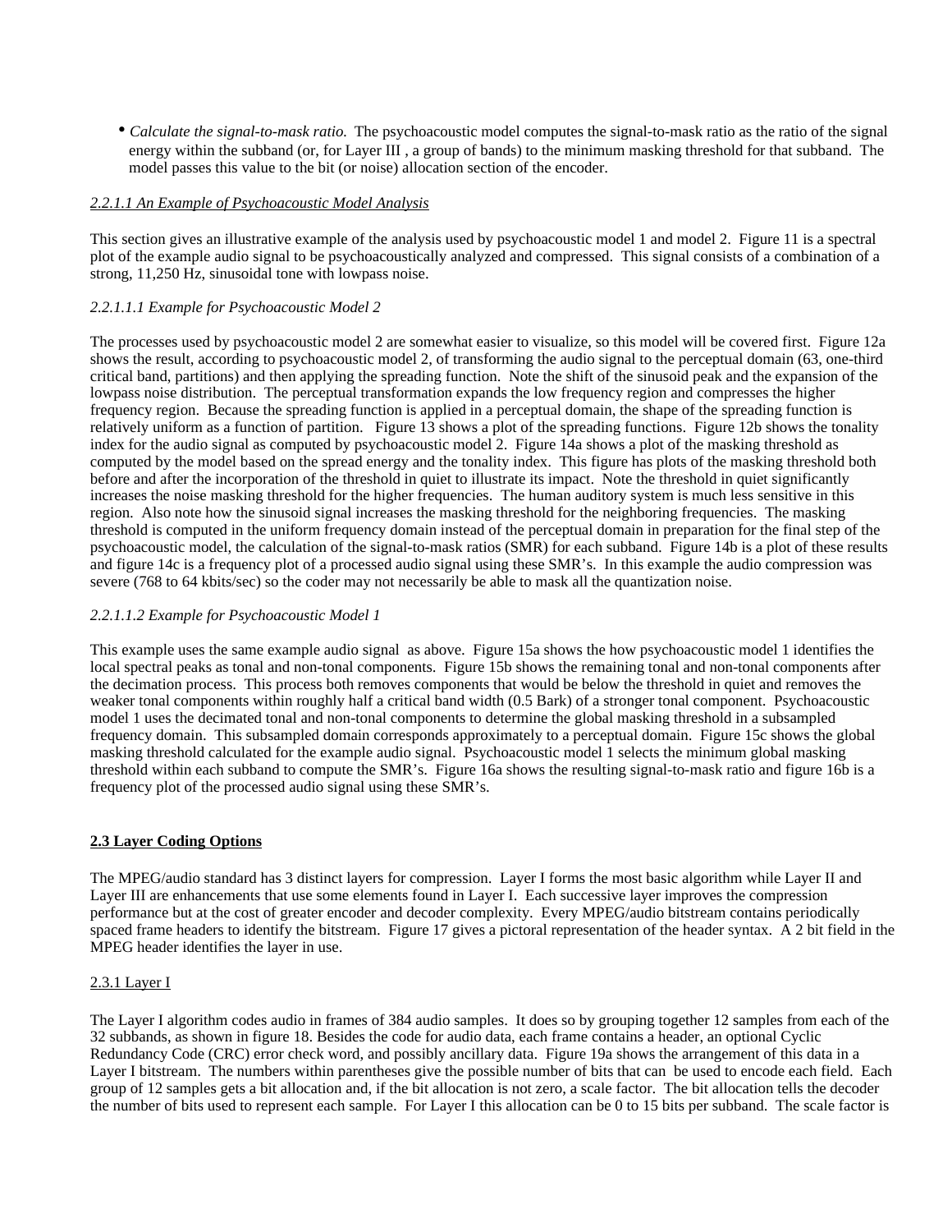- *Calculate the signal-to-mask ratio.* The psychoacoustic model computes the signal-to-mask ratio as the ratio of the signal energy within the subband (or, for Layer III , a group of bands) to the minimum masking threshold for that subband. The model passes this value to the bit (or noise) allocation section of the encoder.

*2.2.1.1 An Example of Psychoacoustic Model Analysis*

This section gives an illustrative example of the analysis used by psychoacoustic model 1 and model 2. Figure 11 is a spectral plot of the example audio signal to be psychoacoustically analyzed and compressed. This signal consists of a combination of a strong, 11,250 Hz, sinusoidal tone with lowpass noise.

*2.2.1.1.1 Example for Psychoacoustic Model 2*

The processes used by psychoacoustic model 2 are somewhat easier to visualize, so this model will be covered first. Figure 12a shows the result, according to psychoacoustic model 2, of transforming the audio signal to the perceptual domain (63, one-third critical band, partitions) and then applying the spreading function. Note the shift of the sinusoid peak and the expansion of the lowpass noise distribution. The perceptual transformation expands the low frequency region and compresses the higher frequency region. Because the spreading function is applied in a perceptual domain, the shape of the spreading function is relatively uniform as a function of partition. Figure 13 shows a plot of the spreading functions. Figure 12b shows the tonality index for the audio signal as computed by psychoacoustic model 2. Figure 14a shows a plot of the masking threshold as computed by the model based on the spread energy and the tonality index. This figure has plots of the masking threshold both before and after the incorporation of the threshold in quiet to illustrate its impact. Note the threshold in quiet significantly increases the noise masking threshold for the higher frequencies. The human auditory system is much less sensitive in this region. Also note how the sinusoid signal increases the masking threshold for the neighboring frequencies. The masking threshold is computed in the uniform frequency domain instead of the perceptual domain in preparation for the final step of the psychoacoustic model, the calculation of the signal-to-mask ratios (SMR) for each subband. Figure 14b is a plot of these results and figure 14c is a frequency plot of a processed audio signal using these SMR's. In this example the audio compression was severe (768 to 64 kbits/sec) so the coder may not necessarily be able to mask all the quantization noise.

*2.2.1.1.2 Example for Psychoacoustic Model 1*

This example uses the same example audio signal as above. Figure 15a shows the how psychoacoustic model 1 identifies the local spectral peaks as tonal and non-tonal components. Figure 15b shows the remaining tonal and non-tonal components after the decimation process. This process both removes components that would be below the threshold in quiet and removes the weaker tonal components within roughly half a critical band width (0.5 Bark) of a stronger tonal component. Psychoacoustic model 1 uses the decimated tonal and non-tonal components to determine the global masking threshold in a subsampled frequency domain. This subsampled domain corresponds approximately to a perceptual domain. Figure 15c shows the global masking threshold calculated for the example audio signal. Psychoacoustic model 1 selects the minimum global masking threshold within each subband to compute the SMR's. Figure 16a shows the resulting signal-to-mask ratio and figure 16b is a frequency plot of the processed audio signal using these SMR's.

## 2.3 Layer Coding Options

The MPEG/audio standard has 3 distinct layers for compression. Layer I forms the most basic algorithm while Layer II and Layer III are enhancements that use some elements found in Layer I. Each successive layer improves the compression performance but at the cost of greater encoder and decoder complexity. Every MPEG/audio bitstream contains periodically spaced frame headers to identify the bitstream. Figure 17 gives a pictoral representation of the header syntax. A 2 bit field in the MPEG header identifies the layer in use.

### 2.3.1 Layer I

The Layer I algorithm codes audio in frames of 384 audio samples. It does so by grouping together 12 samples from each of the 32 subbands, as shown in figure 18. Besides the code for audio data, each frame contains a header, an optional Cyclic Redundancy Code (CRC) error check word, and possibly ancillary data. Figure 19a shows the arrangement of this data in a Layer I bitstream. The numbers within parentheses give the possible number of bits that can be used to encode each field. Each group of 12 samples gets a bit allocation and, if the bit allocation is not zero, a scale factor. The bit allocation tells the decoder the number of bits used to represent each sample. For Layer I this allocation can be 0 to 15 bits per subband. The scale factor is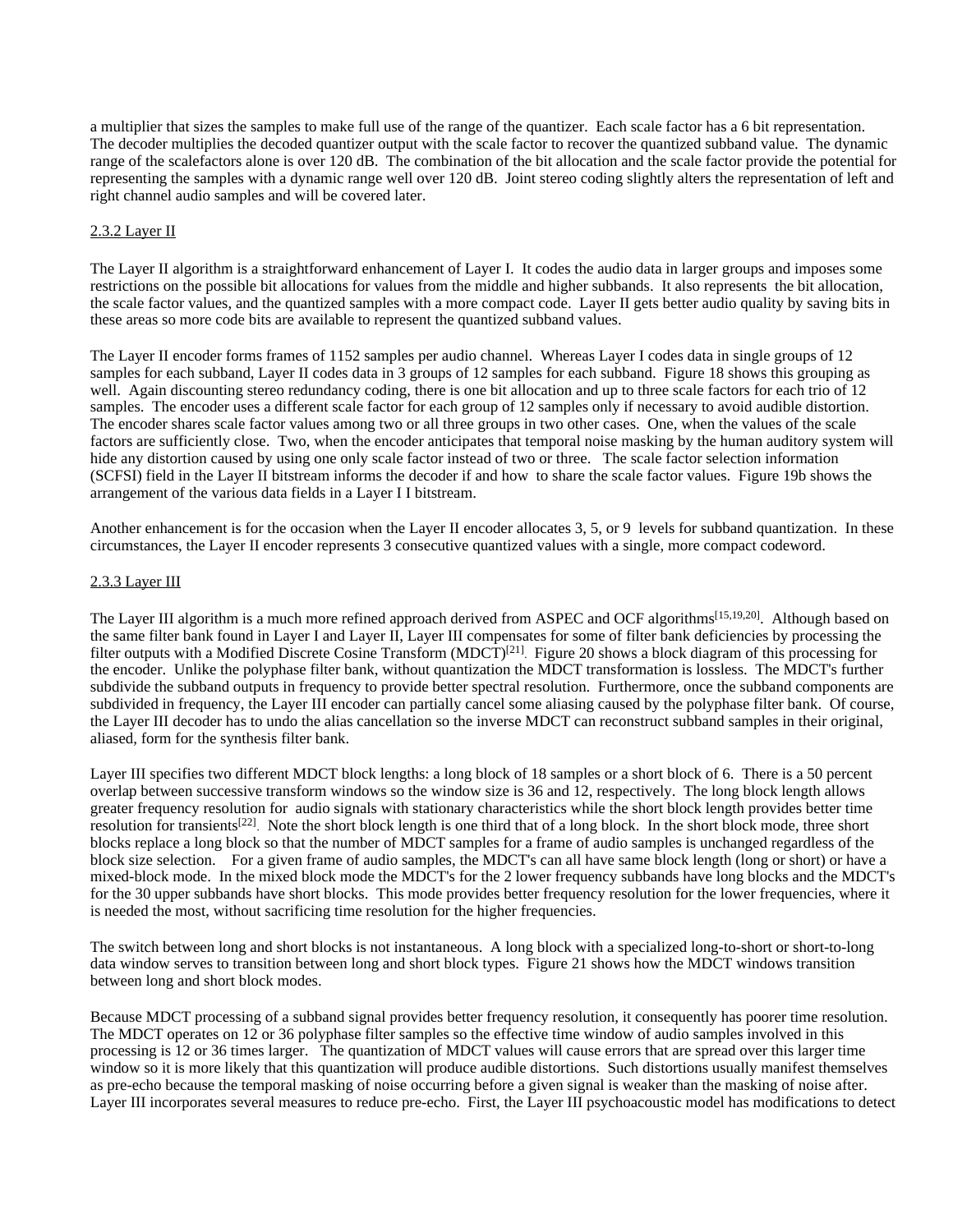a multiplier that sizes the samples to make full use of the range of the quantizer. Each scale factor has a 6 bit representation. The decoder multiplies the decoded quantizer output with the scale factor to recover the quantized subband value. The dynamic range of the scalefactors alone is over 120 dB. The combination of the bit allocation and the scale factor provide the potential for representing the samples with a dynamic range well over 120 dB. Joint stereo coding slightly alters the representation of left and right channel audio samples and will be covered later.

### 2.3.2 Layer II

The Layer II algorithm is a straightforward enhancement of Layer I. It codes the audio data in larger groups and imposes some restrictions on the possible bit allocations for values from the middle and higher subbands. It also represents the bit allocation, the scale factor values, and the quantized samples with a more compact code. Layer II gets better audio quality by saving bits in these areas so more code bits are available to represent the quantized subband values.

The Layer II encoder forms frames of 1152 samples per audio channel. Whereas Layer I codes data in single groups of 12 samples for each subband, Layer II codes data in 3 groups of 12 samples for each subband. Figure 18 shows this grouping as well. Again discounting stereo redundancy coding, there is one bit allocation and up to three scale factors for each trio of 12 samples. The encoder uses a different scale factor for each group of 12 samples only if necessary to avoid audible distortion. The encoder shares scale factor values among two or all three groups in two other cases. One, when the values of the scale factors are sufficiently close. Two, when the encoder anticipates that temporal noise masking by the human auditory system will hide any distortion caused by using one only scale factor instead of two or three. The scale factor selection information (SCFSI) field in the Layer II bitstream informs the decoder if and how to share the scale factor values. Figure 19b shows the arrangement of the various data fields in a Layer I I bitstream.

Another enhancement is for the occasion when the Layer II encoder allocates 3, 5, or 9 levels for subband quantization. In these circumstances, the Layer II encoder represents 3 consecutive quantized values with a single, more compact codeword.

### 2.3.3 Layer III

The Layer III algorithm is a much more refined approach derived from ASPEC and OCF algorithms[15,19,20]. Although based on the same filter bank found in Layer I and Layer II, Layer III compensates for some of filter bank deficiencies by processing the filter outputs with a Modified Discrete Cosine Transform (MDCT)[21]. Figure 20 shows a block diagram of this processing for the encoder. Unlike the polyphase filter bank, without quantization the MDCT transformation is lossless. The MDCT's further subdivide the subband outputs in frequency to provide better spectral resolution. Furthermore, once the subband components are subdivided in frequency, the Layer III encoder can partially cancel some aliasing caused by the polyphase filter bank. Of course, the Layer III decoder has to undo the alias cancellation so the inverse MDCT can reconstruct subband samples in their original, aliased, form for the synthesis filter bank.

Layer III specifies two different MDCT block lengths: a long block of 18 samples or a short block of 6. There is a 50 percent overlap between successive transform windows so the window size is 36 and 12, respectively. The long block length allows greater frequency resolution for audio signals with stationary characteristics while the short block length provides better time resolution for transients[22]. Note the short block length is one third that of a long block. In the short block mode, three short blocks replace a long block so that the number of MDCT samples for a frame of audio samples is unchanged regardless of the block size selection. For a given frame of audio samples, the MDCT's can all have same block length (long or short) or have a mixed-block mode. In the mixed block mode the MDCT's for the 2 lower frequency subbands have long blocks and the MDCT's for the 30 upper subbands have short blocks. This mode provides better frequency resolution for the lower frequencies, where it is needed the most, without sacrificing time resolution for the higher frequencies.

The switch between long and short blocks is not instantaneous. A long block with a specialized long-to-short or short-to-long data window serves to transition between long and short block types. Figure 21 shows how the MDCT windows transition between long and short block modes.

Because MDCT processing of a subband signal provides better frequency resolution, it consequently has poorer time resolution. The MDCT operates on 12 or 36 polyphase filter samples so the effective time window of audio samples involved in this processing is 12 or 36 times larger. The quantization of MDCT values will cause errors that are spread over this larger time window so it is more likely that this quantization will produce audible distortions. Such distortions usually manifest themselves as pre-echo because the temporal masking of noise occurring before a given signal is weaker than the masking of noise after. Layer III incorporates several measures to reduce pre-echo. First, the Layer III psychoacoustic model has modifications to detect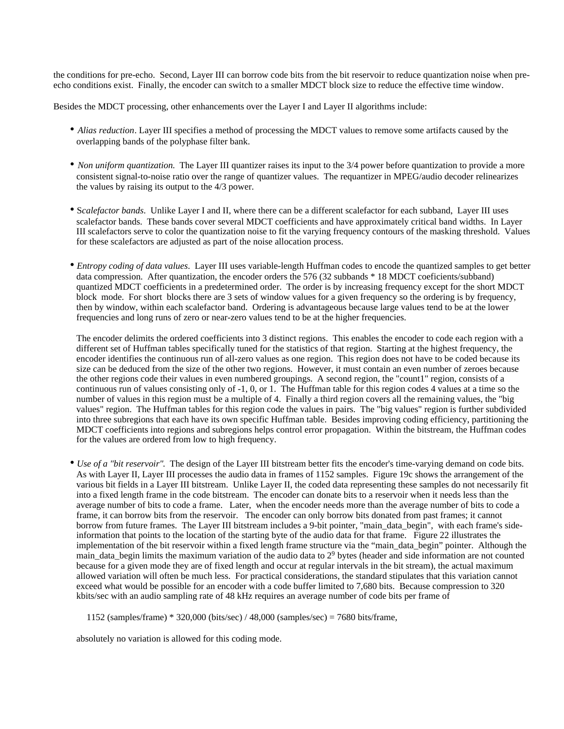the conditions for pre-echo. Second, Layer III can borrow code bits from the bit reservoir to reduce quantization noise when pre-echo conditions exist. Finally, the encoder can switch to a smaller MDCT block size to reduce the effective time window.

Besides the MDCT processing, other enhancements over the Layer I and Layer II algorithms include:

- *Alias reduction*. Layer III specifies a method of processing the MDCT values to remove some artifacts caused by the overlapping bands of the polyphase filter bank.

- *Non uniform quantization.* The Layer III quantizer raises its input to the 3/4 power before quantization to provide a more consistent signal-to-noise ratio over the range of quantizer values. The requantizer in MPEG/audio decoder relinearizes the values by raising its output to the 4/3 power.

- *Scalefactor bands*. Unlike Layer I and II, where there can be a different scalefactor for each subband, Layer III uses scalefactor bands. These bands cover several MDCT coefficients and have approximately critical band widths. In Layer III scalefactors serve to color the quantization noise to fit the varying frequency contours of the masking threshold. Values for these scalefactors are adjusted as part of the noise allocation process.

- *Entropy coding of data values*. Layer III uses variable-length Huffman codes to encode the quantized samples to get better data compression. After quantization, the encoder orders the 576 (32 subbands * 18 MDCT coeficients/subband) quantized MDCT coefficients in a predetermined order. The order is by increasing frequency except for the short MDCT block mode. For short blocks there are 3 sets of window values for a given frequency so the ordering is by frequency, then by window, within each scalefactor band. Ordering is advantageous because large values tend to be at the lower frequencies and long runs of zero or near-zero values tend to be at the higher frequencies.

  The encoder delimits the ordered coefficients into 3 distinct regions. This enables the encoder to code each region with a different set of Huffman tables specifically tuned for the statistics of that region. Starting at the highest frequency, the encoder identifies the continuous run of all-zero values as one region. This region does not have to be coded because its size can be deduced from the size of the other two regions. However, it must contain an even number of zeroes because the other regions code their values in even numbered groupings. A second region, the "count1" region, consists of a continuous run of values consisting only of -1, 0, or 1. The Huffman table for this region codes 4 values at a time so the number of values in this region must be a multiple of 4. Finally a third region covers all the remaining values, the "big values" region. The Huffman tables for this region code the values in pairs. The "big values" region is further subdivided into three subregions that each have its own specific Huffman table. Besides improving coding efficiency, partitioning the MDCT coefficients into regions and subregions helps control error propagation. Within the bitstream, the Huffman codes for the values are ordered from low to high frequency.

- *Use of a "bit reservoir".* The design of the Layer III bitstream better fits the encoder's time-varying demand on code bits. As with Layer II, Layer III processes the audio data in frames of 1152 samples. Figure 19c shows the arrangement of the various bit fields in a Layer III bitstream. Unlike Layer II, the coded data representing these samples do not necessarily fit into a fixed length frame in the code bitstream. The encoder can donate bits to a reservoir when it needs less than the average number of bits to code a frame. Later, when the encoder needs more than the average number of bits to code a frame, it can borrow bits from the reservoir. The encoder can only borrow bits donated from past frames; it cannot borrow from future frames. The Layer III bitstream includes a 9-bit pointer, "main_data_begin", with each frame's side-information that points to the location of the starting byte of the audio data for that frame. Figure 22 illustrates the implementation of the bit reservoir within a fixed length frame structure via the "main_data_begin" pointer. Although the main_data_begin limits the maximum variation of the audio data to $2^9$ bytes (header and side information are not counted because for a given mode they are of fixed length and occur at regular intervals in the bit stream), the actual maximum allowed variation will often be much less. For practical considerations, the standard stipulates that this variation cannot exceed what would be possible for an encoder with a code buffer limited to 7,680 bits. Because compression to 320 kbits/sec with an audio sampling rate of 48 kHz requires an average number of code bits per frame of

  1152 (samples/frame) * 320,000 (bits/sec) / 48,000 (samples/sec) = 7680 bits/frame,

  absolutely no variation is allowed for this coding mode.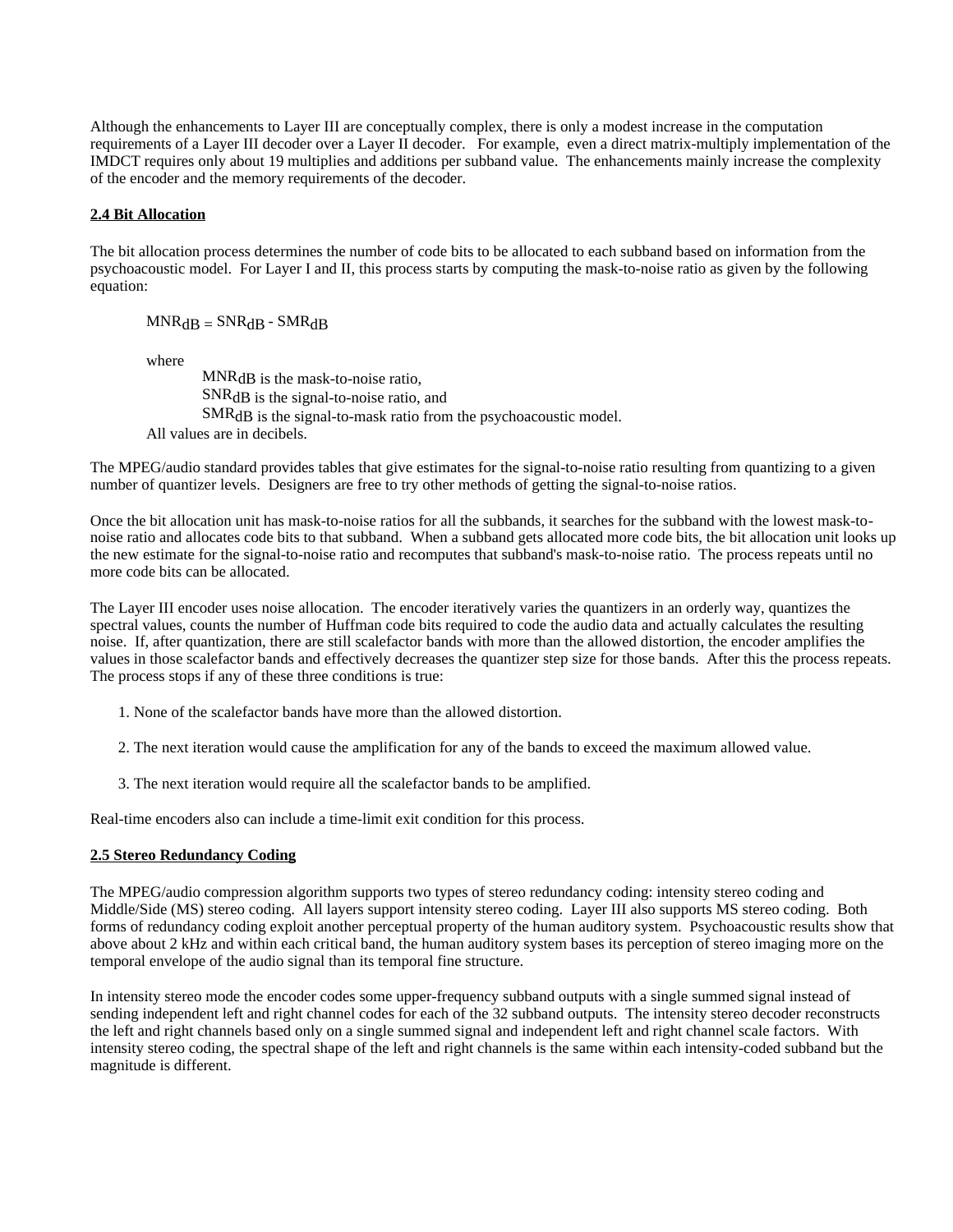Although the enhancements to Layer III are conceptually complex, there is only a modest increase in the computation requirements of a Layer III decoder over a Layer II decoder. For example, even a direct matrix-multiply implementation of the IMDCT requires only about 19 multiplies and additions per subband value. The enhancements mainly increase the complexity of the encoder and the memory requirements of the decoder.

## 2.4 Bit Allocation

The bit allocation process determines the number of code bits to be allocated to each subband based on information from the psychoacoustic model. For Layer I and II, this process starts by computing the mask-to-noise ratio as given by the following equation:

$$MNR_{dB} = SNR_{dB} - SMR_{dB}$$

where

- $MNR_{dB}$ is the mask-to-noise ratio,
- $SNR_{dB}$ is the signal-to-noise ratio, and
- $SMR_{dB}$ is the signal-to-mask ratio from the psychoacoustic model.

All values are in decibels.

The MPEG/audio standard provides tables that give estimates for the signal-to-noise ratio resulting from quantizing to a given number of quantizer levels. Designers are free to try other methods of getting the signal-to-noise ratios.

Once the bit allocation unit has mask-to-noise ratios for all the subbands, it searches for the subband with the lowest mask-to-noise ratio and allocates code bits to that subband. When a subband gets allocated more code bits, the bit allocation unit looks up the new estimate for the signal-to-noise ratio and recomputes that subband's mask-to-noise ratio. The process repeats until no more code bits can be allocated.

The Layer III encoder uses noise allocation. The encoder iteratively varies the quantizers in an orderly way, quantizes the spectral values, counts the number of Huffman code bits required to code the audio data and actually calculates the resulting noise. If, after quantization, there are still scalefactor bands with more than the allowed distortion, the encoder amplifies the values in those scalefactor bands and effectively decreases the quantizer step size for those bands. After this the process repeats. The process stops if any of these three conditions is true:

1. None of the scalefactor bands have more than the allowed distortion.

2. The next iteration would cause the amplification for any of the bands to exceed the maximum allowed value.

3. The next iteration would require all the scalefactor bands to be amplified.

Real-time encoders also can include a time-limit exit condition for this process.

## 2.5 Stereo Redundancy Coding

The MPEG/audio compression algorithm supports two types of stereo redundancy coding: intensity stereo coding and Middle/Side (MS) stereo coding. All layers support intensity stereo coding. Layer III also supports MS stereo coding. Both forms of redundancy coding exploit another perceptual property of the human auditory system. Psychoacoustic results show that above about 2 kHz and within each critical band, the human auditory system bases its perception of stereo imaging more on the temporal envelope of the audio signal than its temporal fine structure.

In intensity stereo mode the encoder codes some upper-frequency subband outputs with a single summed signal instead of sending independent left and right channel codes for each of the 32 subband outputs. The intensity stereo decoder reconstructs the left and right channels based only on a single summed signal and independent left and right channel scale factors. With intensity stereo coding, the spectral shape of the left and right channels is the same within each intensity-coded subband but the magnitude is different.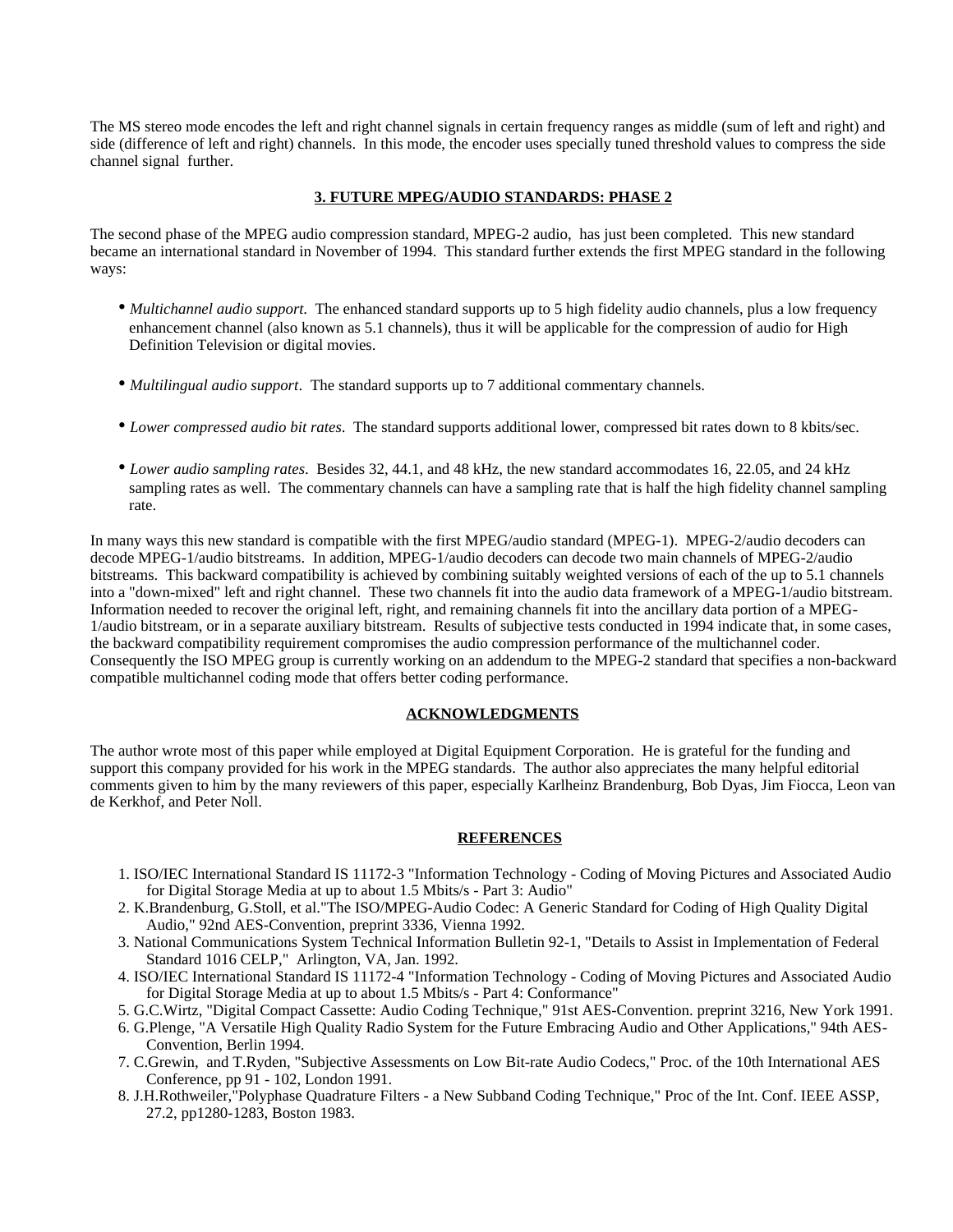The MS stereo mode encodes the left and right channel signals in certain frequency ranges as middle (sum of left and right) and side (difference of left and right) channels. In this mode, the encoder uses specially tuned threshold values to compress the side channel signal further.

## 3. FUTURE MPEG/AUDIO STANDARDS: PHASE 2

The second phase of the MPEG audio compression standard, MPEG-2 audio, has just been completed. This new standard became an international standard in November of 1994. This standard further extends the first MPEG standard in the following ways:

- *Multichannel audio support.* The enhanced standard supports up to 5 high fidelity audio channels, plus a low frequency enhancement channel (also known as 5.1 channels), thus it will be applicable for the compression of audio for High Definition Television or digital movies.

- *Multilingual audio support*. The standard supports up to 7 additional commentary channels.

- *Lower compressed audio bit rates*. The standard supports additional lower, compressed bit rates down to 8 kbits/sec.

- *Lower audio sampling rates*. Besides 32, 44.1, and 48 kHz, the new standard accommodates 16, 22.05, and 24 kHz sampling rates as well. The commentary channels can have a sampling rate that is half the high fidelity channel sampling rate.

In many ways this new standard is compatible with the first MPEG/audio standard (MPEG-1). MPEG-2/audio decoders can decode MPEG-1/audio bitstreams. In addition, MPEG-1/audio decoders can decode two main channels of MPEG-2/audio bitstreams. This backward compatibility is achieved by combining suitably weighted versions of each of the up to 5.1 channels into a "down-mixed" left and right channel. These two channels fit into the audio data framework of a MPEG-1/audio bitstream. Information needed to recover the original left, right, and remaining channels fit into the ancillary data portion of a MPEG-1/audio bitstream, or in a separate auxiliary bitstream. Results of subjective tests conducted in 1994 indicate that, in some cases, the backward compatibility requirement compromises the audio compression performance of the multichannel coder. Consequently the ISO MPEG group is currently working on an addendum to the MPEG-2 standard that specifies a non-backward compatible multichannel coding mode that offers better coding performance.

## ACKNOWLEDGMENTS

The author wrote most of this paper while employed at Digital Equipment Corporation. He is grateful for the funding and support this company provided for his work in the MPEG standards. The author also appreciates the many helpful editorial comments given to him by the many reviewers of this paper, especially Karlheinz Brandenburg, Bob Dyas, Jim Fiocca, Leon van de Kerkhof, and Peter Noll.

## REFERENCES

1. ISO/IEC International Standard IS 11172-3 "Information Technology - Coding of Moving Pictures and Associated Audio for Digital Storage Media at up to about 1.5 Mbits/s - Part 3: Audio"
2. K.Brandenburg, G.Stoll, et al."The ISO/MPEG-Audio Codec: A Generic Standard for Coding of High Quality Digital Audio," 92nd AES-Convention, preprint 3336, Vienna 1992.
3. National Communications System Technical Information Bulletin 92-1, "Details to Assist in Implementation of Federal Standard 1016 CELP," Arlington, VA, Jan. 1992.
4. ISO/IEC International Standard IS 11172-4 "Information Technology - Coding of Moving Pictures and Associated Audio for Digital Storage Media at up to about 1.5 Mbits/s - Part 4: Conformance"
5. G.C.Wirtz, "Digital Compact Cassette: Audio Coding Technique," 91st AES-Convention. preprint 3216, New York 1991.
6. G.Plenge, "A Versatile High Quality Radio System for the Future Embracing Audio and Other Applications," 94th AES-Convention, Berlin 1994.
7. C.Grewin, and T.Ryden, "Subjective Assessments on Low Bit-rate Audio Codecs," Proc. of the 10th International AES Conference, pp 91 - 102, London 1991.
8. J.H.Rothweiler,"Polyphase Quadrature Filters - a New Subband Coding Technique," Proc of the Int. Conf. IEEE ASSP, 27.2, pp1280-1283, Boston 1983.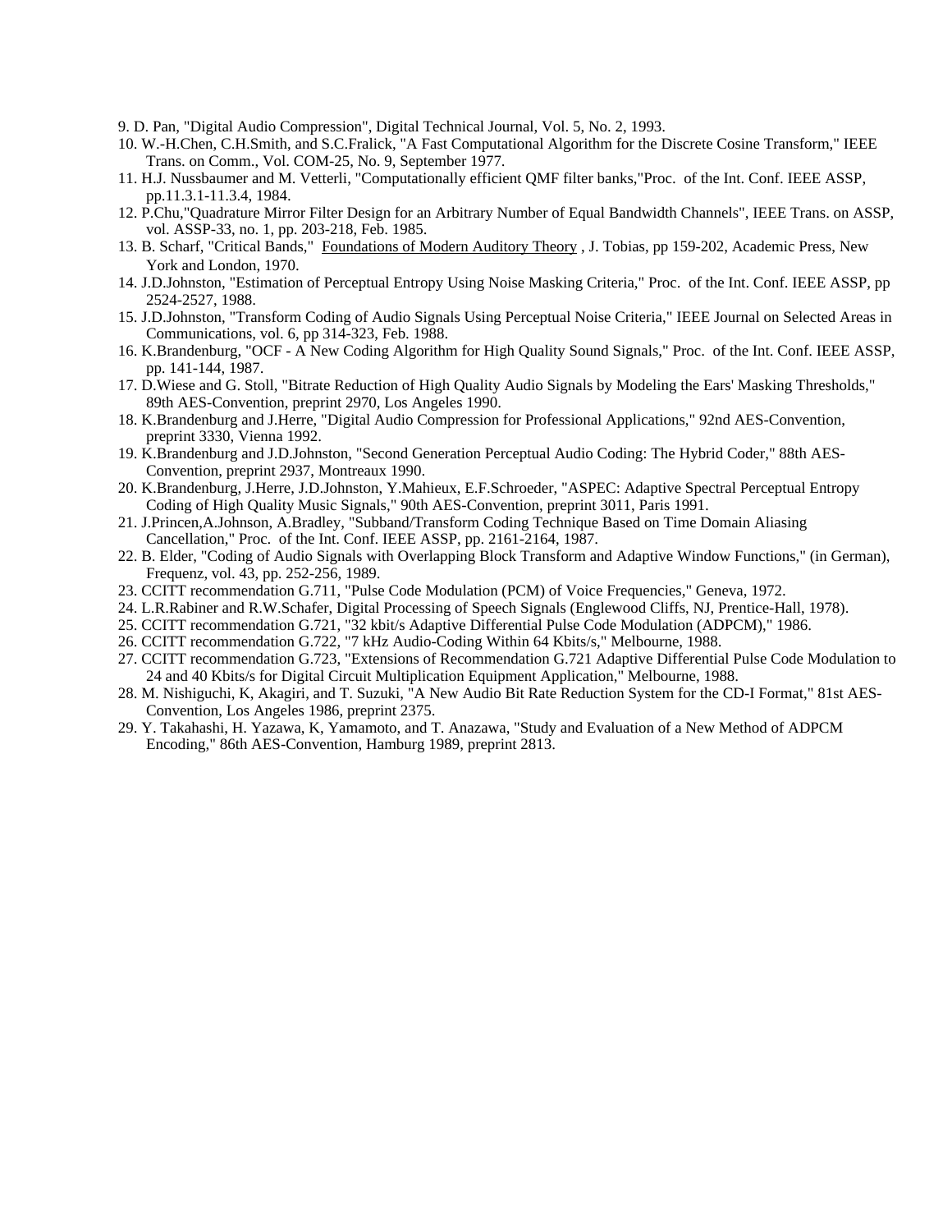9. D. Pan, "Digital Audio Compression", Digital Technical Journal, Vol. 5, No. 2, 1993.
10. W.-H.Chen, C.H.Smith, and S.C.Fralick, "A Fast Computational Algorithm for the Discrete Cosine Transform," IEEE Trans. on Comm., Vol. COM-25, No. 9, September 1977.
11. H.J. Nussbaumer and M. Vetterli, "Computationally efficient QMF filter banks,"Proc. of the Int. Conf. IEEE ASSP, pp.11.3.1-11.3.4, 1984.
12. P.Chu,"Quadrature Mirror Filter Design for an Arbitrary Number of Equal Bandwidth Channels", IEEE Trans. on ASSP, vol. ASSP-33, no. 1, pp. 203-218, Feb. 1985.
13. B. Scharf, "Critical Bands," Foundations of Modern Auditory Theory , J. Tobias, pp 159-202, Academic Press, New York and London, 1970.
14. J.D.Johnston, "Estimation of Perceptual Entropy Using Noise Masking Criteria," Proc. of the Int. Conf. IEEE ASSP, pp 2524-2527, 1988.
15. J.D.Johnston, "Transform Coding of Audio Signals Using Perceptual Noise Criteria," IEEE Journal on Selected Areas in Communications, vol. 6, pp 314-323, Feb. 1988.
16. K.Brandenburg, "OCF - A New Coding Algorithm for High Quality Sound Signals," Proc. of the Int. Conf. IEEE ASSP, pp. 141-144, 1987.
17. D.Wiese and G. Stoll, "Bitrate Reduction of High Quality Audio Signals by Modeling the Ears' Masking Thresholds," 89th AES-Convention, preprint 2970, Los Angeles 1990.
18. K.Brandenburg and J.Herre, "Digital Audio Compression for Professional Applications," 92nd AES-Convention, preprint 3330, Vienna 1992.
19. K.Brandenburg and J.D.Johnston, "Second Generation Perceptual Audio Coding: The Hybrid Coder," 88th AES-Convention, preprint 2937, Montreaux 1990.
20. K.Brandenburg, J.Herre, J.D.Johnston, Y.Mahieux, E.F.Schroeder, "ASPEC: Adaptive Spectral Perceptual Entropy Coding of High Quality Music Signals," 90th AES-Convention, preprint 3011, Paris 1991.
21. J.Princen,A.Johnson, A.Bradley, "Subband/Transform Coding Technique Based on Time Domain Aliasing Cancellation," Proc. of the Int. Conf. IEEE ASSP, pp. 2161-2164, 1987.
22. B. Elder, "Coding of Audio Signals with Overlapping Block Transform and Adaptive Window Functions," (in German), Frequenz, vol. 43, pp. 252-256, 1989.
23. CCITT recommendation G.711, "Pulse Code Modulation (PCM) of Voice Frequencies," Geneva, 1972.
24. L.R.Rabiner and R.W.Schafer, Digital Processing of Speech Signals (Englewood Cliffs, NJ, Prentice-Hall, 1978).
25. CCITT recommendation G.721, "32 kbit/s Adaptive Differential Pulse Code Modulation (ADPCM)," 1986.
26. CCITT recommendation G.722, "7 kHz Audio-Coding Within 64 Kbits/s," Melbourne, 1988.
27. CCITT recommendation G.723, "Extensions of Recommendation G.721 Adaptive Differential Pulse Code Modulation to 24 and 40 Kbits/s for Digital Circuit Multiplication Equipment Application," Melbourne, 1988.
28. M. Nishiguchi, K, Akagiri, and T. Suzuki, "A New Audio Bit Rate Reduction System for the CD-I Format," 81st AES-Convention, Los Angeles 1986, preprint 2375.
29. Y. Takahashi, H. Yazawa, K, Yamamoto, and T. Anazawa, "Study and Evaluation of a New Method of ADPCM Encoding," 86th AES-Convention, Hamburg 1989, preprint 2813.